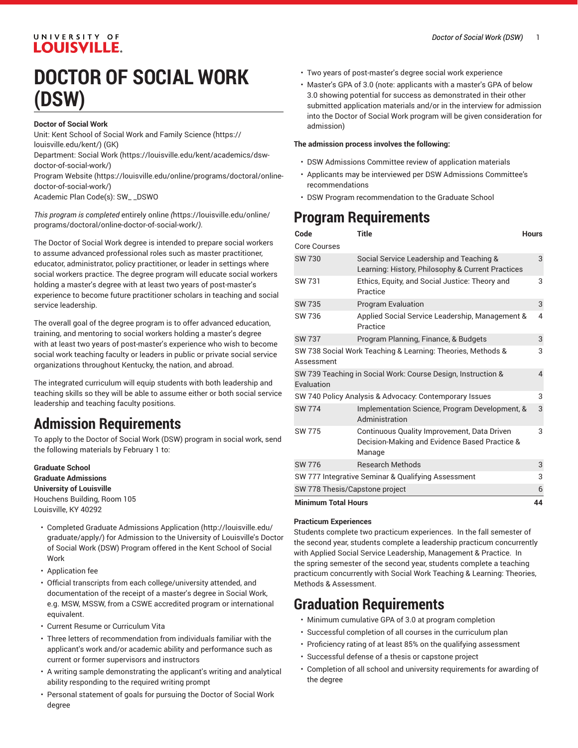# DOCTOR OF SOCIAL WORK (DSW)

**Doctor of Social Work**
Unit: Kent School of Social Work and Family Science (https://louisville.edu/kent/) (GK)
Department: Social Work (https://louisville.edu/kent/academics/dsw-doctor-of-social-work/)
Program Website (https://louisville.edu/online/programs/doctoral/online-doctor-of-social-work/)
Academic Plan Code(s): SW_ _DSWO

*This program is completed* entirely online *(*https://louisville.edu/online/programs/doctoral/online-doctor-of-social-work/*).*

The Doctor of Social Work degree is intended to prepare social workers to assume advanced professional roles such as master practitioner, educator, administrator, policy practitioner, or leader in settings where social workers practice. The degree program will educate social workers holding a master's degree with at least two years of post-master's experience to become future practitioner scholars in teaching and social service leadership.

The overall goal of the degree program is to offer advanced education, training, and mentoring to social workers holding a master's degree with at least two years of post-master's experience who wish to become social work teaching faculty or leaders in public or private social service organizations throughout Kentucky, the nation, and abroad.

The integrated curriculum will equip students with both leadership and teaching skills so they will be able to assume either or both social service leadership and teaching faculty positions.

## Admission Requirements

To apply to the Doctor of Social Work (DSW) program in social work, send the following materials by February 1 to:

**Graduate School**
**Graduate Admissions**
**University of Louisville**
Houchens Building, Room 105
Louisville, KY 40292

- Completed Graduate Admissions Application (http://louisville.edu/graduate/apply/) for Admission to the University of Louisville's Doctor of Social Work (DSW) Program offered in the Kent School of Social Work
- Application fee
- Official transcripts from each college/university attended, and documentation of the receipt of a master's degree in Social Work, e.g. MSW, MSSW, from a CSWE accredited program or international equivalent.
- Current Resume or Curriculum Vita
- Three letters of recommendation from individuals familiar with the applicant's work and/or academic ability and performance such as current or former supervisors and instructors
- A writing sample demonstrating the applicant's writing and analytical ability responding to the required writing prompt
- Personal statement of goals for pursuing the Doctor of Social Work degree
- Two years of post-master's degree social work experience
- Master's GPA of 3.0 (note: applicants with a master's GPA of below 3.0 showing potential for success as demonstrated in their other submitted application materials and/or in the interview for admission into the Doctor of Social Work program will be given consideration for admission)

**The admission process involves the following:**

- DSW Admissions Committee review of application materials
- Applicants may be interviewed per DSW Admissions Committee's recommendations
- DSW Program recommendation to the Graduate School

## Program Requirements

| Code | Title | Hours |
|---|---|---|
| Core Courses | | |
| SW 730 | Social Service Leadership and Teaching & Learning: History, Philosophy & Current Practices | 3 |
| SW 731 | Ethics, Equity, and Social Justice: Theory and Practice | 3 |
| SW 735 | Program Evaluation | 3 |
| SW 736 | Applied Social Service Leadership, Management & Practice | 4 |
| SW 737 | Program Planning, Finance, & Budgets | 3 |
| SW 738 Social Work Teaching & Learning: Theories, Methods & Assessment | | 3 |
| SW 739 Teaching in Social Work: Course Design, Instruction & Evaluation | | 4 |
| SW 740 Policy Analysis & Advocacy: Contemporary Issues | | 3 |
| SW 774 | Implementation Science, Program Development, & Administration | 3 |
| SW 775 | Continuous Quality Improvement, Data Driven Decision-Making and Evidence Based Practice & Manage | 3 |
| SW 776 | Research Methods | 3 |
| SW 777 Integrative Seminar & Qualifying Assessment | | 3 |
| SW 778 Thesis/Capstone project | | 6 |
| **Minimum Total Hours** | | **44** |

**Practicum Experiences**
Students complete two practicum experiences. In the fall semester of the second year, students complete a leadership practicum concurrently with Applied Social Service Leadership, Management & Practice. In the spring semester of the second year, students complete a teaching practicum concurrently with Social Work Teaching & Learning: Theories, Methods & Assessment.

## Graduation Requirements

- Minimum cumulative GPA of 3.0 at program completion
- Successful completion of all courses in the curriculum plan
- Proficiency rating of at least 85% on the qualifying assessment
- Successful defense of a thesis or capstone project
- Completion of all school and university requirements for awarding of the degree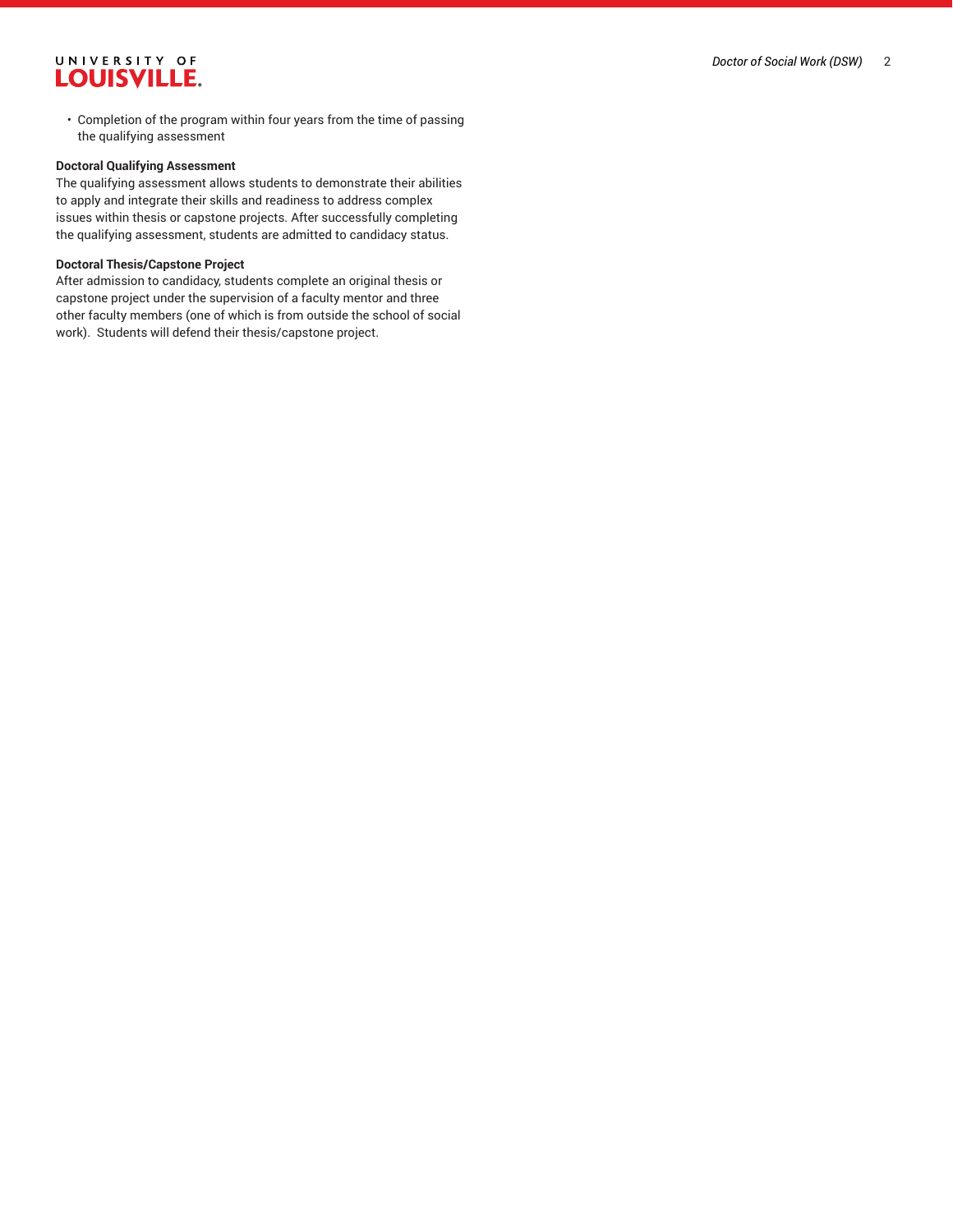- Completion of the program within four years from the time of passing the qualifying assessment

**Doctoral Qualifying Assessment**

The qualifying assessment allows students to demonstrate their abilities to apply and integrate their skills and readiness to address complex issues within thesis or capstone projects. After successfully completing the qualifying assessment, students are admitted to candidacy status.

**Doctoral Thesis/Capstone Project**

After admission to candidacy, students complete an original thesis or capstone project under the supervision of a faculty mentor and three other faculty members (one of which is from outside the school of social work). Students will defend their thesis/capstone project.